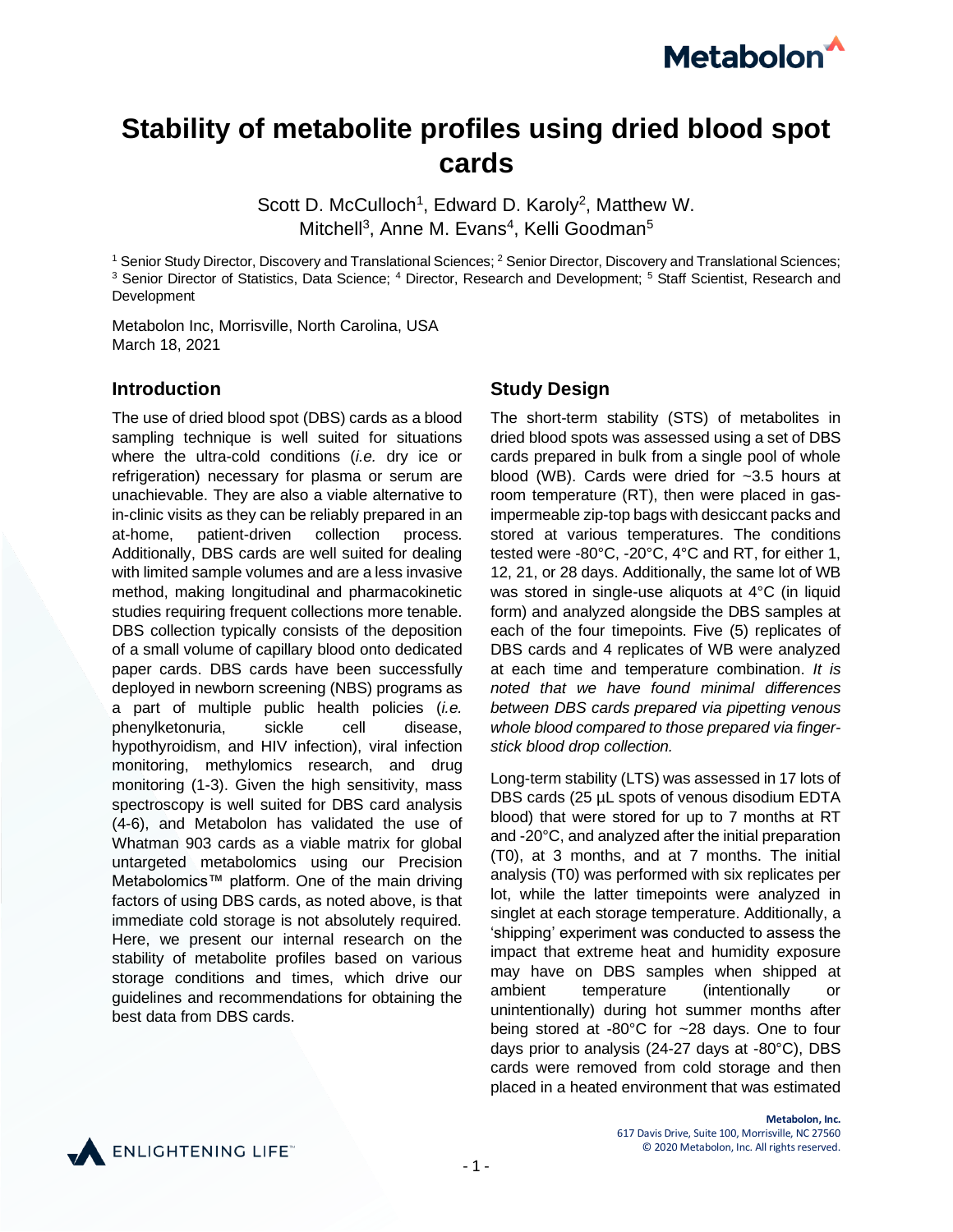# Stability of metabolite profiles using dried blood spot cards

Scott D. McCulloch[1], Edward D. Karoly[2], Matthew W. Mitchell[3], Anne M. Evans[4], Kelli Goodman[5]

[1] Senior Study Director, Discovery and Translational Sciences; [2] Senior Director, Discovery and Translational Sciences; [3] Senior Director of Statistics, Data Science; [4] Director, Research and Development; [5] Staff Scientist, Research and Development

Metabolon Inc, Morrisville, North Carolina, USA
March 18, 2021

## Introduction

The use of dried blood spot (DBS) cards as a blood sampling technique is well suited for situations where the ultra-cold conditions (*i.e.* dry ice or refrigeration) necessary for plasma or serum are unachievable. They are also a viable alternative to in-clinic visits as they can be reliably prepared in an at-home, patient-driven collection process. Additionally, DBS cards are well suited for dealing with limited sample volumes and are a less invasive method, making longitudinal and pharmacokinetic studies requiring frequent collections more tenable. DBS collection typically consists of the deposition of a small volume of capillary blood onto dedicated paper cards. DBS cards have been successfully deployed in newborn screening (NBS) programs as a part of multiple public health policies (*i.e.* phenylketonuria, sickle cell disease, hypothyroidism, and HIV infection), viral infection monitoring, methylomics research, and drug monitoring (1-3). Given the high sensitivity, mass spectroscopy is well suited for DBS card analysis (4-6), and Metabolon has validated the use of Whatman 903 cards as a viable matrix for global untargeted metabolomics using our Precision Metabolomics™ platform. One of the main driving factors of using DBS cards, as noted above, is that immediate cold storage is not absolutely required. Here, we present our internal research on the stability of metabolite profiles based on various storage conditions and times, which drive our guidelines and recommendations for obtaining the best data from DBS cards.

## Study Design

The short-term stability (STS) of metabolites in dried blood spots was assessed using a set of DBS cards prepared in bulk from a single pool of whole blood (WB). Cards were dried for ~3.5 hours at room temperature (RT), then were placed in gas-impermeable zip-top bags with desiccant packs and stored at various temperatures. The conditions tested were -80°C, -20°C, 4°C and RT, for either 1, 12, 21, or 28 days. Additionally, the same lot of WB was stored in single-use aliquots at 4°C (in liquid form) and analyzed alongside the DBS samples at each of the four timepoints. Five (5) replicates of DBS cards and 4 replicates of WB were analyzed at each time and temperature combination. *It is noted that we have found minimal differences between DBS cards prepared via pipetting venous whole blood compared to those prepared via finger-stick blood drop collection.*

Long-term stability (LTS) was assessed in 17 lots of DBS cards (25 µL spots of venous disodium EDTA blood) that were stored for up to 7 months at RT and -20°C, and analyzed after the initial preparation (T0), at 3 months, and at 7 months. The initial analysis (T0) was performed with six replicates per lot, while the latter timepoints were analyzed in singlet at each storage temperature. Additionally, a 'shipping' experiment was conducted to assess the impact that extreme heat and humidity exposure may have on DBS samples when shipped at ambient temperature (intentionally or unintentionally) during hot summer months after being stored at -80°C for ~28 days. One to four days prior to analysis (24-27 days at -80°C), DBS cards were removed from cold storage and then placed in a heated environment that was estimated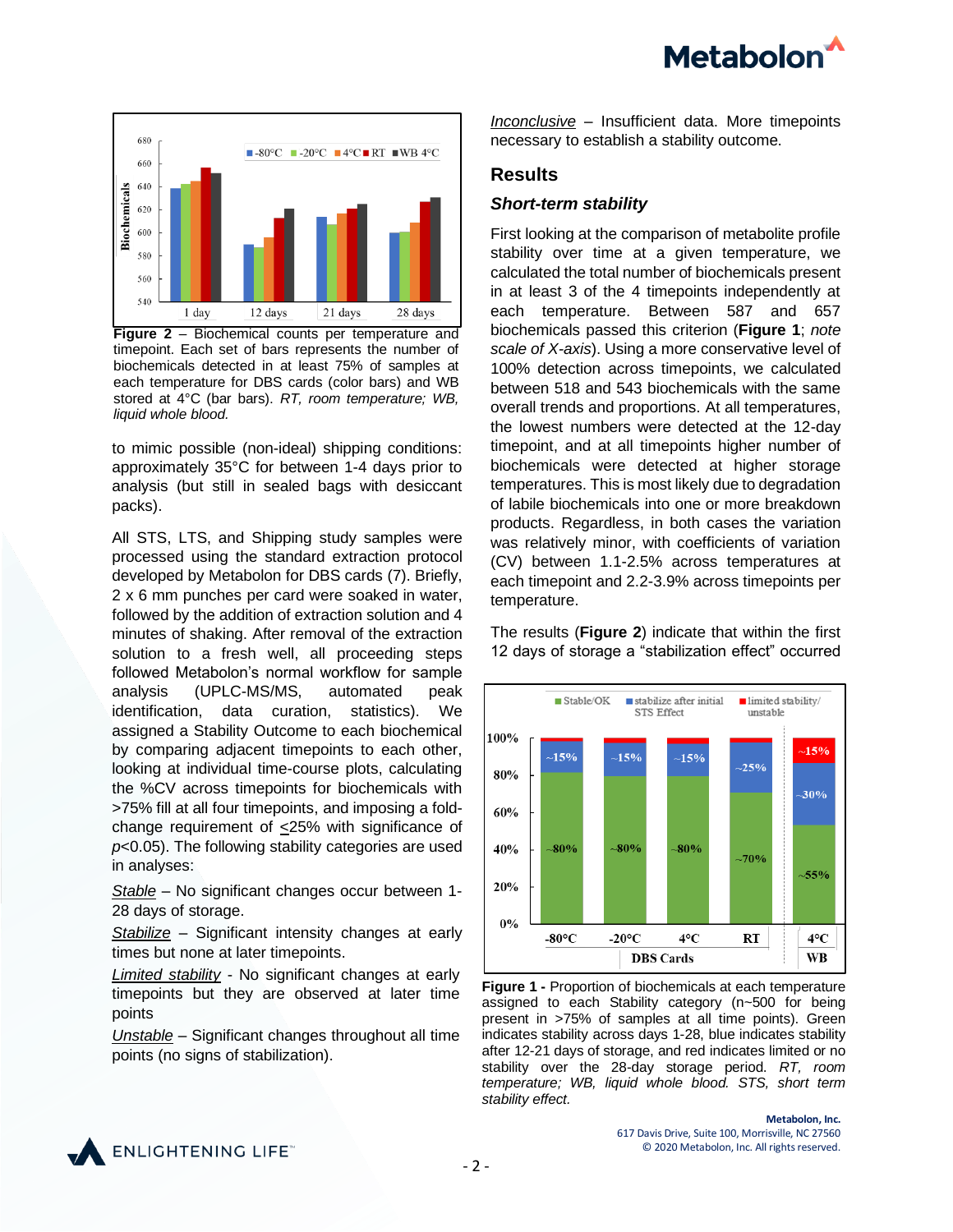680
660
640
620
600
580
560
540

Biochemicals

-80°C -20°C 4°C RT WB 4°C

1 day 12 days 21 days 28 days

**Figure 2** – Biochemical counts per temperature and timepoint. Each set of bars represents the number of biochemicals detected in at least 75% of samples at each temperature for DBS cards (color bars) and WB stored at 4°C (bar bars). *RT, room temperature; WB, liquid whole blood.*

to mimic possible (non-ideal) shipping conditions: approximately 35°C for between 1-4 days prior to analysis (but still in sealed bags with desiccant packs).

All STS, LTS, and Shipping study samples were processed using the standard extraction protocol developed by Metabolon for DBS cards (7). Briefly, 2 x 6 mm punches per card were soaked in water, followed by the addition of extraction solution and 4 minutes of shaking. After removal of the extraction solution to a fresh well, all proceeding steps followed Metabolon's normal workflow for sample analysis (UPLC-MS/MS, automated peak identification, data curation, statistics). We assigned a Stability Outcome to each biochemical by comparing adjacent timepoints to each other, looking at individual time-course plots, calculating the %CV across timepoints for biochemicals with >75% fill at all four timepoints, and imposing a fold-change requirement of ≤25% with significance of $p<0.05$). The following stability categories are used in analyses:

*Stable* – No significant changes occur between 1-28 days of storage.

*Stabilize* – Significant intensity changes at early times but none at later timepoints.

*Limited stability* - No significant changes at early timepoints but they are observed at later time points

*Unstable* – Significant changes throughout all time points (no signs of stabilization).

*Inconclusive* – Insufficient data. More timepoints necessary to establish a stability outcome.

## Results

### *Short-term stability*

First looking at the comparison of metabolite profile stability over time at a given temperature, we calculated the total number of biochemicals present in at least 3 of the 4 timepoints independently at each temperature. Between 587 and 657 biochemicals passed this criterion (**Figure 1**; *note scale of X-axis*). Using a more conservative level of 100% detection across timepoints, we calculated between 518 and 543 biochemicals with the same overall trends and proportions. At all temperatures, the lowest numbers were detected at the 12-day timepoint, and at all timepoints higher number of biochemicals were detected at higher storage temperatures. This is most likely due to degradation of labile biochemicals into one or more breakdown products. Regardless, in both cases the variation was relatively minor, with coefficients of variation (CV) between 1.1-2.5% across temperatures at each timepoint and 2.2-3.9% across timepoints per temperature.

The results (**Figure 2**) indicate that within the first 12 days of storage a "stabilization effect" occurred

Stable/OK stabilize after initial STS Effect limited stability/ unstable

100%
80%
60%
40%
20%
0%

~15% ~15% ~15% ~25% ~15%
~30%
~80% ~80% ~80% ~70% ~55%

-80°C -20°C 4°C RT 4°C
DBS Cards WB

**Figure 1 -** Proportion of biochemicals at each temperature assigned to each Stability category (n~500 for being present in >75% of samples at all time points). Green indicates stability across days 1-28, blue indicates stability after 12-21 days of storage, and red indicates limited or no stability over the 28-day storage period. *RT, room temperature; WB, liquid whole blood. STS, short term stability effect.*

**Metabolon, Inc.**
617 Davis Drive, Suite 100, Morrisville, NC 27560
© 2020 Metabolon, Inc. All rights reserved.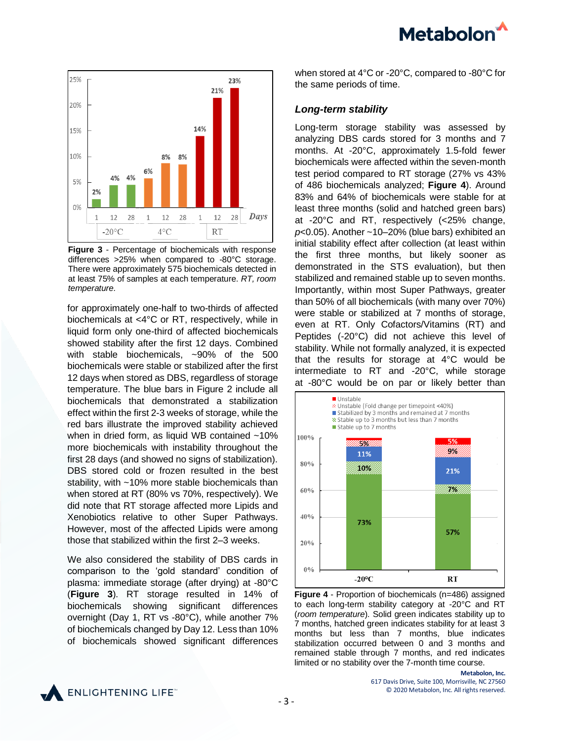25%
20%
15%
10%
5%
0%

2% 4% 4% 6% 8% 8% 14% 21% 23%

1 12 28 1 12 28 1 12 28 Days

-20°C 4°C RT

**Figure 3** - Percentage of biochemicals with response differences >25% when compared to -80°C storage. There were approximately 575 biochemicals detected in at least 75% of samples at each temperature. *RT, room temperature*.

for approximately one-half to two-thirds of affected biochemicals at <4°C or RT, respectively, while in liquid form only one-third of affected biochemicals showed stability after the first 12 days. Combined with stable biochemicals, ~90% of the 500 biochemicals were stable or stabilized after the first 12 days when stored as DBS, regardless of storage temperature. The blue bars in Figure 2 include all biochemicals that demonstrated a stabilization effect within the first 2-3 weeks of storage, while the red bars illustrate the improved stability achieved when in dried form, as liquid WB contained ~10% more biochemicals with instability throughout the first 28 days (and showed no signs of stabilization). DBS stored cold or frozen resulted in the best stability, with ~10% more stable biochemicals than when stored at RT (80% vs 70%, respectively). We did note that RT storage affected more Lipids and Xenobiotics relative to other Super Pathways. However, most of the affected Lipids were among those that stabilized within the first 2–3 weeks.

We also considered the stability of DBS cards in comparison to the 'gold standard' condition of plasma: immediate storage (after drying) at -80°C (**Figure 3**). RT storage resulted in 14% of biochemicals showing significant differences overnight (Day 1, RT vs -80°C), while another 7% of biochemicals changed by Day 12. Less than 10% of biochemicals showed significant differences when stored at 4°C or -20°C, compared to -80°C for the same periods of time.

### *Long-term stability*

Long-term storage stability was assessed by analyzing DBS cards stored for 3 months and 7 months. At -20°C, approximately 1.5-fold fewer biochemicals were affected within the seven-month test period compared to RT storage (27% vs 43% of 486 biochemicals analyzed; **Figure 4**). Around 83% and 64% of biochemicals were stable for at least three months (solid and hatched green bars) at -20°C and RT, respectively (<25% change, $p<0.05$). Another ~10–20% (blue bars) exhibited an initial stability effect after collection (at least within the first three months, but likely sooner as demonstrated in the STS evaluation), but then stabilized and remained stable up to seven months. Importantly, within most Super Pathways, greater than 50% of all biochemicals (with many over 70%) were stable or stabilized at 7 months of storage, even at RT. Only Cofactors/Vitamins (RT) and Peptides (-20°C) did not achieve this level of stability. While not formally analyzed, it is expected that the results for storage at 4°C would be intermediate to RT and -20°C, while storage at -80°C would be on par or likely better than

Unstable
Unstable (Fold change per timepoint <40%)
Stabilized by 3 months and remained at 7 months
Stable up to 3 months but less than 7 months
Stable up to 7 months

100%
80%
60%
40%
20%
0%

-20°C: 73% 10% 11% 5%
RT: 57% 7% 21% 9% 5%

-20°C RT

**Figure 4** - Proportion of biochemicals (n=486) assigned to each long-term stability category at -20°C and RT (*room temperature*). Solid green indicates stability up to 7 months, hatched green indicates stability for at least 3 months but less than 7 months, blue indicates stabilization occurred between 0 and 3 months and remained stable through 7 months, and red indicates limited or no stability over the 7-month time course.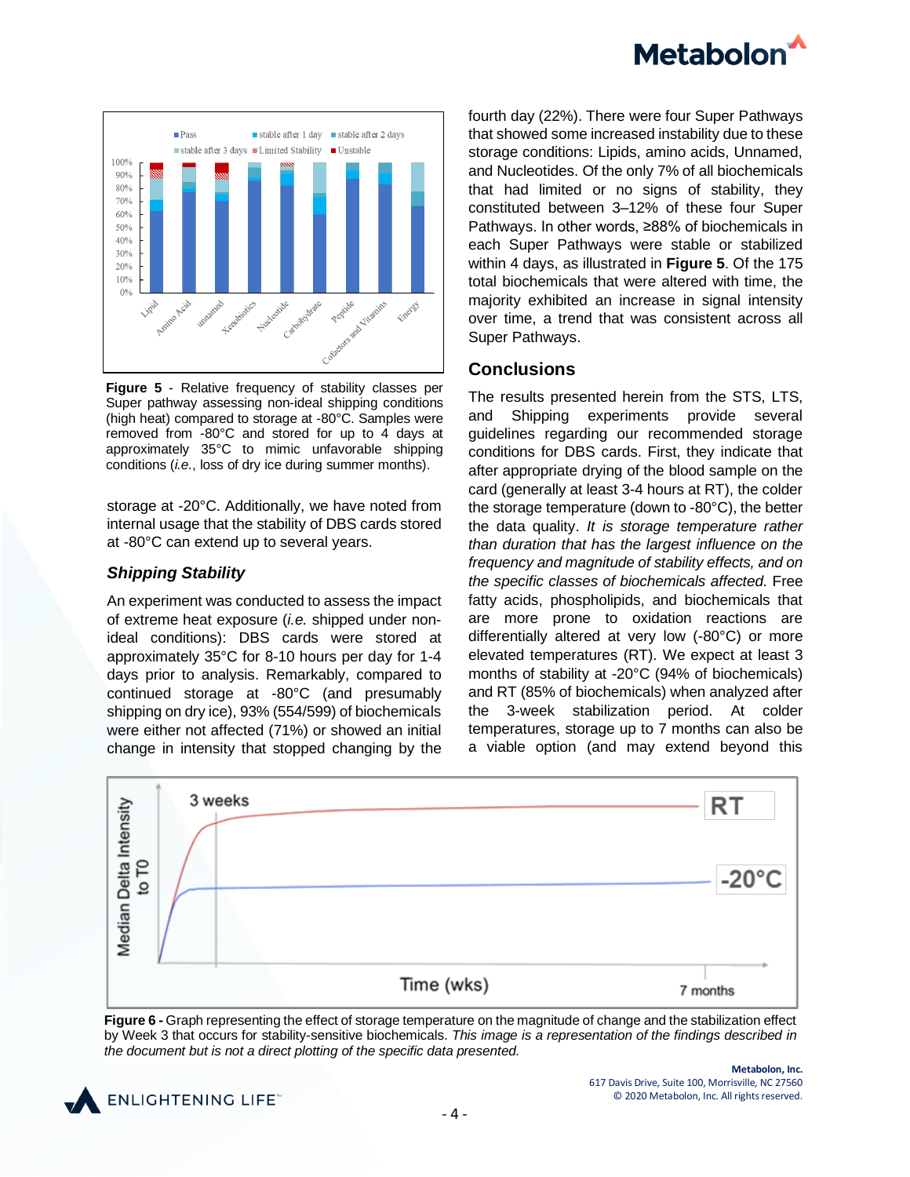Pass
stable after 1 day
stable after 2 days
stable after 3 days
Limited Stability
Unstable

100%
90%
80%
70%
60%
50%
40%
30%
20%
10%
0%

Lipid
Amino Acid
unnamed
Xenobiotics
Nucleotide
Carbohydrate
Peptide
Cofactors and Vitamins
Energy

**Figure 5** - Relative frequency of stability classes per Super pathway assessing non-ideal shipping conditions (high heat) compared to storage at -80°C. Samples were removed from -80°C and stored for up to 4 days at approximately 35°C to mimic unfavorable shipping conditions (*i.e.*, loss of dry ice during summer months).

storage at -20°C. Additionally, we have noted from internal usage that the stability of DBS cards stored at -80°C can extend up to several years.

### *Shipping Stability*

An experiment was conducted to assess the impact of extreme heat exposure (*i.e.* shipped under non-ideal conditions): DBS cards were stored at approximately 35°C for 8-10 hours per day for 1-4 days prior to analysis. Remarkably, compared to continued storage at -80°C (and presumably shipping on dry ice), 93% (554/599) of biochemicals were either not affected (71%) or showed an initial change in intensity that stopped changing by the fourth day (22%). There were four Super Pathways that showed some increased instability due to these storage conditions: Lipids, amino acids, Unnamed, and Nucleotides. Of the only 7% of all biochemicals that had limited or no signs of stability, they constituted between 3–12% of these four Super Pathways. In other words, ≥88% of biochemicals in each Super Pathways were stable or stabilized within 4 days, as illustrated in **Figure 5**. Of the 175 total biochemicals that were altered with time, the majority exhibited an increase in signal intensity over time, a trend that was consistent across all Super Pathways.

## Conclusions

The results presented herein from the STS, LTS, and Shipping experiments provide several guidelines regarding our recommended storage conditions for DBS cards. First, they indicate that after appropriate drying of the blood sample on the card (generally at least 3-4 hours at RT), the colder the storage temperature (down to -80°C), the better the data quality. *It is storage temperature rather than duration that has the largest influence on the frequency and magnitude of stability effects, and on the specific classes of biochemicals affected.* Free fatty acids, phospholipids, and biochemicals that are more prone to oxidation reactions are differentially altered at very low (-80°C) or more elevated temperatures (RT). We expect at least 3 months of stability at -20°C (94% of biochemicals) and RT (85% of biochemicals) when analyzed after the 3-week stabilization period. At colder temperatures, storage up to 7 months can also be a viable option (and may extend beyond this

Median Delta Intensity to T0
3 weeks
RT
-20°C
Time (wks)
7 months

**Figure 6 -** Graph representing the effect of storage temperature on the magnitude of change and the stabilization effect by Week 3 that occurs for stability-sensitive biochemicals. *This image is a representation of the findings described in the document but is not a direct plotting of the specific data presented.*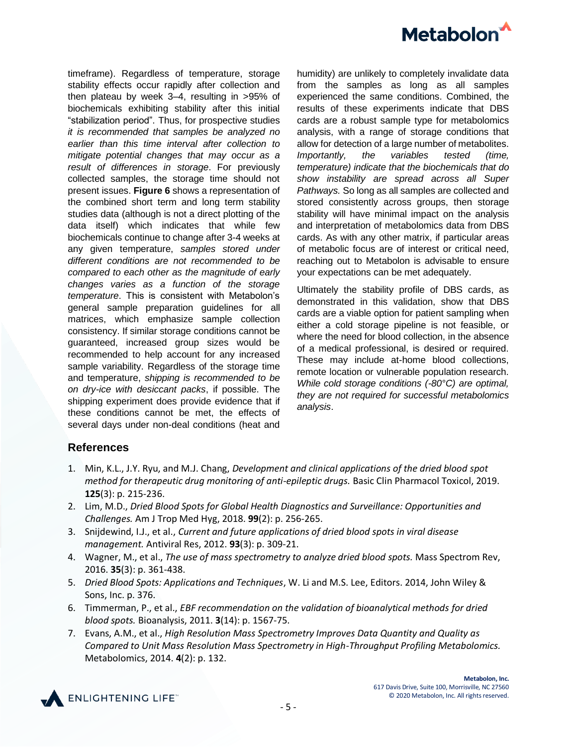timeframe). Regardless of temperature, storage stability effects occur rapidly after collection and then plateau by week 3–4, resulting in >95% of biochemicals exhibiting stability after this initial "stabilization period". Thus, for prospective studies *it is recommended that samples be analyzed no earlier than this time interval after collection to mitigate potential changes that may occur as a result of differences in storage*. For previously collected samples, the storage time should not present issues. **Figure 6** shows a representation of the combined short term and long term stability studies data (although is not a direct plotting of the data itself) which indicates that while few biochemicals continue to change after 3-4 weeks at any given temperature, *samples stored under different conditions are not recommended to be compared to each other as the magnitude of early changes varies as a function of the storage temperature*. This is consistent with Metabolon's general sample preparation guidelines for all matrices, which emphasize sample collection consistency. If similar storage conditions cannot be guaranteed, increased group sizes would be recommended to help account for any increased sample variability. Regardless of the storage time and temperature, *shipping is recommended to be on dry-ice with desiccant packs*, if possible. The shipping experiment does provide evidence that if these conditions cannot be met, the effects of several days under non-deal conditions (heat and humidity) are unlikely to completely invalidate data from the samples as long as all samples experienced the same conditions. Combined, the results of these experiments indicate that DBS cards are a robust sample type for metabolomics analysis, with a range of storage conditions that allow for detection of a large number of metabolites. *Importantly, the variables tested (time, temperature) indicate that the biochemicals that do show instability are spread across all Super Pathways.* So long as all samples are collected and stored consistently across groups, then storage stability will have minimal impact on the analysis and interpretation of metabolomics data from DBS cards. As with any other matrix, if particular areas of metabolic focus are of interest or critical need, reaching out to Metabolon is advisable to ensure your expectations can be met adequately.

Ultimately the stability profile of DBS cards, as demonstrated in this validation, show that DBS cards are a viable option for patient sampling when either a cold storage pipeline is not feasible, or where the need for blood collection, in the absence of a medical professional, is desired or required. These may include at-home blood collections, remote location or vulnerable population research. *While cold storage conditions (-80°C) are optimal, they are not required for successful metabolomics analysis*.

## References

1. Min, K.L., J.Y. Ryu, and M.J. Chang, *Development and clinical applications of the dried blood spot method for therapeutic drug monitoring of anti-epileptic drugs.* Basic Clin Pharmacol Toxicol, 2019. **125**(3): p. 215-236.
2. Lim, M.D., *Dried Blood Spots for Global Health Diagnostics and Surveillance: Opportunities and Challenges.* Am J Trop Med Hyg, 2018. **99**(2): p. 256-265.
3. Snijdewind, I.J., et al., *Current and future applications of dried blood spots in viral disease management.* Antiviral Res, 2012. **93**(3): p. 309-21.
4. Wagner, M., et al., *The use of mass spectrometry to analyze dried blood spots.* Mass Spectrom Rev, 2016. **35**(3): p. 361-438.
5. *Dried Blood Spots: Applications and Techniques*, W. Li and M.S. Lee, Editors. 2014, John Wiley & Sons, Inc. p. 376.
6. Timmerman, P., et al., *EBF recommendation on the validation of bioanalytical methods for dried blood spots.* Bioanalysis, 2011. **3**(14): p. 1567-75.
7. Evans, A.M., et al., *High Resolution Mass Spectrometry Improves Data Quantity and Quality as Compared to Unit Mass Resolution Mass Spectrometry in High-Throughput Profiling Metabolomics.* Metabolomics, 2014. **4**(2): p. 132.